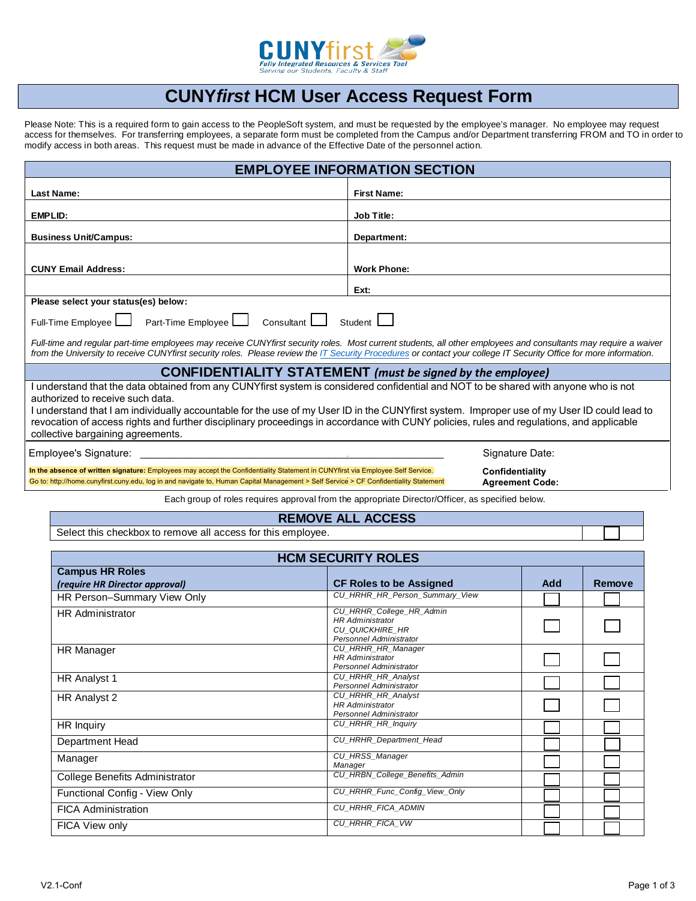CUNYfirst
Fully Integrated Resources & Services Tool
Serving our Students, Faculty & Staff

# CUNY*first* HCM User Access Request Form

Please Note: This is a required form to gain access to the PeopleSoft system, and must be requested by the employee's manager. No employee may request access for themselves. For transferring employees, a separate form must be completed from the Campus and/or Department transferring FROM and TO in order to modify access in both areas. This request must be made in advance of the Effective Date of the personnel action.

## EMPLOYEE INFORMATION SECTION

| | |
|---|---|
| **Last Name:** | **First Name:** |
| **EMPLID:** | **Job Title:** |
| **Business Unit/Campus:** | **Department:** |
| **CUNY Email Address:** | **Work Phone:** |
| | **Ext:** |

**Please select your status(es) below:**

Full-Time Employee ☐ Part-Time Employee ☐ Consultant ☐ Student ☐

*Full-time and regular part-time employees may receive CUNYfirst security roles. Most current students, all other employees and consultants may require a waiver from the University to receive CUNYfirst security roles. Please review the IT Security Procedures or contact your college IT Security Office for more information.*

## CONFIDENTIALITY STATEMENT *(must be signed by the employee)*

I understand that the data obtained from any CUNYfirst system is considered confidential and NOT to be shared with anyone who is not authorized to receive such data.

I understand that I am individually accountable for the use of my User ID in the CUNYfirst system. Improper use of my User ID could lead to revocation of access rights and further disciplinary proceedings in accordance with CUNY policies, rules and regulations, and applicable collective bargaining agreements.

Employee's Signature: ______________________________ Signature Date:

**In the absence of written signature:** Employees may accept the Confidentiality Statement in CUNYfirst via Employee Self Service.
Go to: http://home.cunyfirst.cuny.edu, log in and navigate to, Human Capital Management > Self Service > CF Confidentiality Statement

**Confidentiality Agreement Code:**

Each group of roles requires approval from the appropriate Director/Officer, as specified below.

## REMOVE ALL ACCESS

| Select this checkbox to remove all access for this employee. | ☐ |
|---|---|

## HCM SECURITY ROLES

| Campus HR Roles *(require HR Director approval)* | CF Roles to be Assigned | Add | Remove |
|---|---|---|---|
| HR Person–Summary View Only | *CU_HRHR_HR_Person_Summary_View* | ☐ | ☐ |
| HR Administrator | *CU_HRHR_College_HR_Admin*<br>*HR Administrator*<br>*CU_QUICKHIRE_HR*<br>*Personnel Administrator* | ☐ | ☐ |
| HR Manager | *CU_HRHR_HR_Manager*<br>*HR Administrator*<br>*Personnel Administrator* | ☐ | ☐ |
| HR Analyst 1 | *CU_HRHR_HR_Analyst*<br>*Personnel Administrator* | ☐ | ☐ |
| HR Analyst 2 | *CU_HRHR_HR_Analyst*<br>*HR Administrator*<br>*Personnel Administrator* | ☐ | ☐ |
| HR Inquiry | *CU_HRHR_HR_Inquiry* | ☐ | ☐ |
| Department Head | *CU_HRHR_Department_Head* | ☐ | ☐ |
| Manager | *CU_HRSS_Manager*<br>*Manager* | ☐ | ☐ |
| College Benefits Administrator | *CU_HRBN_College_Benefits_Admin* | ☐ | ☐ |
| Functional Config - View Only | *CU_HRHR_Func_Config_View_Only* | ☐ | ☐ |
| FICA Administration | *CU_HRHR_FICA_ADMIN* | ☐ | ☐ |
| FICA View only | *CU_HRHR_FICA_VW* | ☐ | ☐ |

V2.1-Conf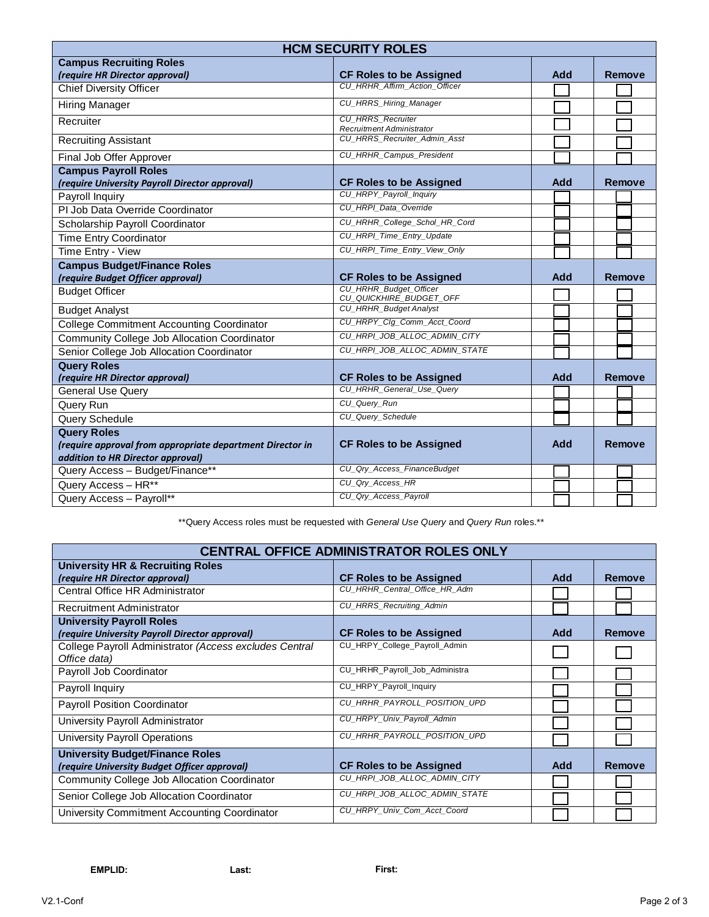## HCM SECURITY ROLES

| **Campus Recruiting Roles** *(require HR Director approval)* | **CF Roles to be Assigned** | **Add** | **Remove** |
|---|---|---|---|
| Chief Diversity Officer | *CU_HRHR_Affirm_Action_Officer* | ☐ | ☐ |
| Hiring Manager | *CU_HRRS_Hiring_Manager* | ☐ | ☐ |
| Recruiter | *CU_HRRS_Recruiter* *Recruitment Administrator* | ☐ | ☐ |
| Recruiting Assistant | *CU_HRRS_Recruiter_Admin_Asst* | ☐ | ☐ |
| Final Job Offer Approver | *CU_HRHR_Campus_President* | ☐ | ☐ |
| **Campus Payroll Roles** *(require University Payroll Director approval)* | **CF Roles to be Assigned** | **Add** | **Remove** |
| Payroll Inquiry | *CU_HRPY_Payroll_Inquiry* | ☐ | ☐ |
| PI Job Data Override Coordinator | *CU_HRPI_Data_Override* | ☐ | ☐ |
| Scholarship Payroll Coordinator | *CU_HRHR_College_Schol_HR_Cord* | ☐ | ☐ |
| Time Entry Coordinator | *CU_HRPI_Time_Entry_Update* | ☐ | ☐ |
| Time Entry - View | *CU_HRPI_Time_Entry_View_Only* | ☐ | ☐ |
| **Campus Budget/Finance Roles** *(require Budget Officer approval)* | **CF Roles to be Assigned** | **Add** | **Remove** |
| Budget Officer | *CU_HRHR_Budget_Officer* *CU_QUICKHIRE_BUDGET_OFF* | ☐ | ☐ |
| Budget Analyst | *CU_HRHR_Budget Analyst* | ☐ | ☐ |
| College Commitment Accounting Coordinator | *CU_HRPY_Clg_Comm_Acct_Coord* | ☐ | ☐ |
| Community College Job Allocation Coordinator | *CU_HRPI_JOB_ALLOC_ADMIN_CITY* | ☐ | ☐ |
| Senior College Job Allocation Coordinator | *CU_HRPI_JOB_ALLOC_ADMIN_STATE* | ☐ | ☐ |
| **Query Roles** *(require HR Director approval)* | **CF Roles to be Assigned** | **Add** | **Remove** |
| General Use Query | *CU_HRHR_General_Use_Query* | ☐ | ☐ |
| Query Run | *CU_Query_Run* | ☐ | ☐ |
| Query Schedule | *CU_Query_Schedule* | ☐ | ☐ |
| **Query Roles** *(require approval from appropriate department Director in addition to HR Director approval)* | **CF Roles to be Assigned** | **Add** | **Remove** |
| Query Access – Budget/Finance** | *CU_Qry_Access_FinanceBudget* | ☐ | ☐ |
| Query Access – HR** | *CU_Qry_Access_HR* | ☐ | ☐ |
| Query Access – Payroll** | *CU_Qry_Access_Payroll* | ☐ | ☐ |

**Query Access roles must be requested with *General Use Query* and *Query Run* roles.**

## CENTRAL OFFICE ADMINISTRATOR ROLES ONLY

| **University HR & Recruiting Roles** *(require HR Director approval)* | **CF Roles to be Assigned** | **Add** | **Remove** |
|---|---|---|---|
| Central Office HR Administrator | *CU_HRHR_Central_Office_HR_Adm* | ☐ | ☐ |
| Recruitment Administrator | *CU_HRRS_Recruiting_Admin* | ☐ | ☐ |
| **University Payroll Roles** *(require University Payroll Director approval)* | **CF Roles to be Assigned** | **Add** | **Remove** |
| College Payroll Administrator *(Access excludes Central Office data)* | CU_HRPY_College_Payroll_Admin | ☐ | ☐ |
| Payroll Job Coordinator | CU_HRHR_Payroll_Job_Administra | ☐ | ☐ |
| Payroll Inquiry | CU_HRPY_Payroll_Inquiry | ☐ | ☐ |
| Payroll Position Coordinator | *CU_HRHR_PAYROLL_POSITION_UPD* | ☐ | ☐ |
| University Payroll Administrator | *CU_HRPY_Univ_Payroll_Admin* | ☐ | ☐ |
| University Payroll Operations | *CU_HRHR_PAYROLL_POSITION_UPD* | ☐ | ☐ |
| **University Budget/Finance Roles** *(require University Budget Officer approval)* | **CF Roles to be Assigned** | **Add** | **Remove** |
| Community College Job Allocation Coordinator | *CU_HRPI_JOB_ALLOC_ADMIN_CITY* | ☐ | ☐ |
| Senior College Job Allocation Coordinator | *CU_HRPI_JOB_ALLOC_ADMIN_STATE* | ☐ | ☐ |
| University Commitment Accounting Coordinator | *CU_HRPY_Univ_Com_Acct_Coord* | ☐ | ☐ |

**EMPLID:** **Last:** **First:**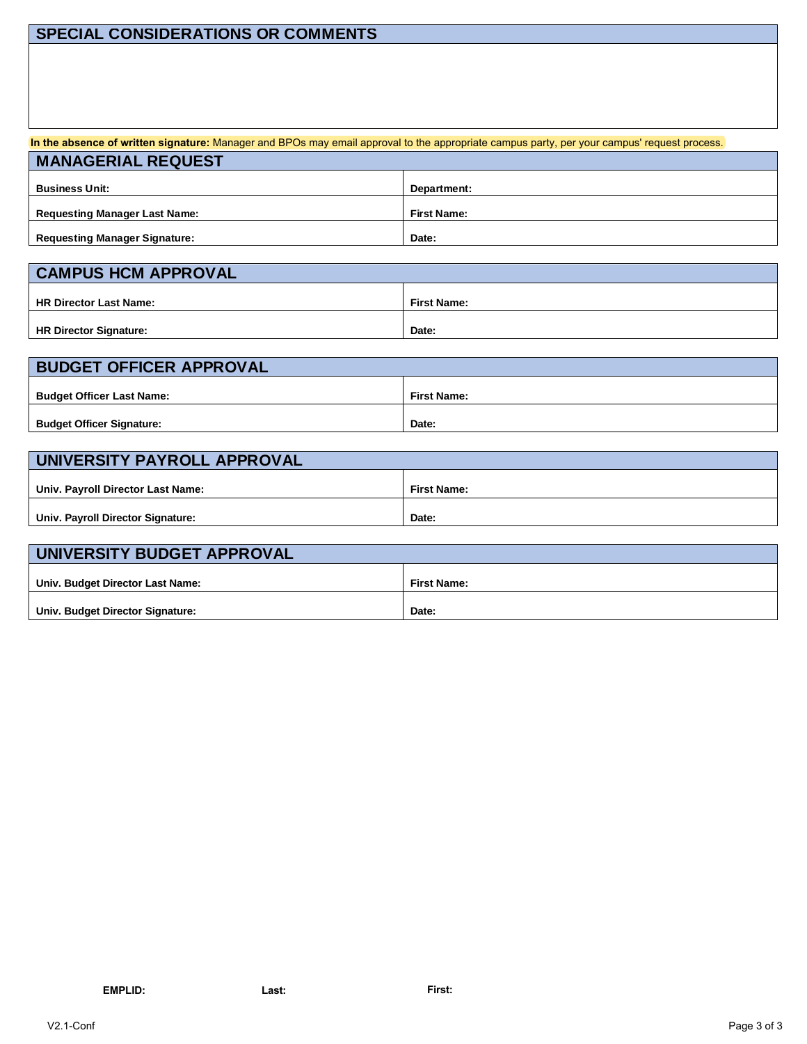## SPECIAL CONSIDERATIONS OR COMMENTS

**In the absence of written signature:** Manager and BPOs may email approval to the appropriate campus party, per your campus' request process.

## MANAGERIAL REQUEST

| | |
|---|---|
| **Business Unit:** | **Department:** |
| **Requesting Manager Last Name:** | **First Name:** |
| **Requesting Manager Signature:** | **Date:** |

## CAMPUS HCM APPROVAL

| | |
|---|---|
| **HR Director Last Name:** | **First Name:** |
| **HR Director Signature:** | **Date:** |

## BUDGET OFFICER APPROVAL

| | |
|---|---|
| **Budget Officer Last Name:** | **First Name:** |
| **Budget Officer Signature:** | **Date:** |

## UNIVERSITY PAYROLL APPROVAL

| | |
|---|---|
| **Univ. Payroll Director Last Name:** | **First Name:** |
| **Univ. Payroll Director Signature:** | **Date:** |

## UNIVERSITY BUDGET APPROVAL

| | |
|---|---|
| **Univ. Budget Director Last Name:** | **First Name:** |
| **Univ. Budget Director Signature:** | **Date:** |

**EMPLID:** **Last:** **First:**

V2.1-Conf